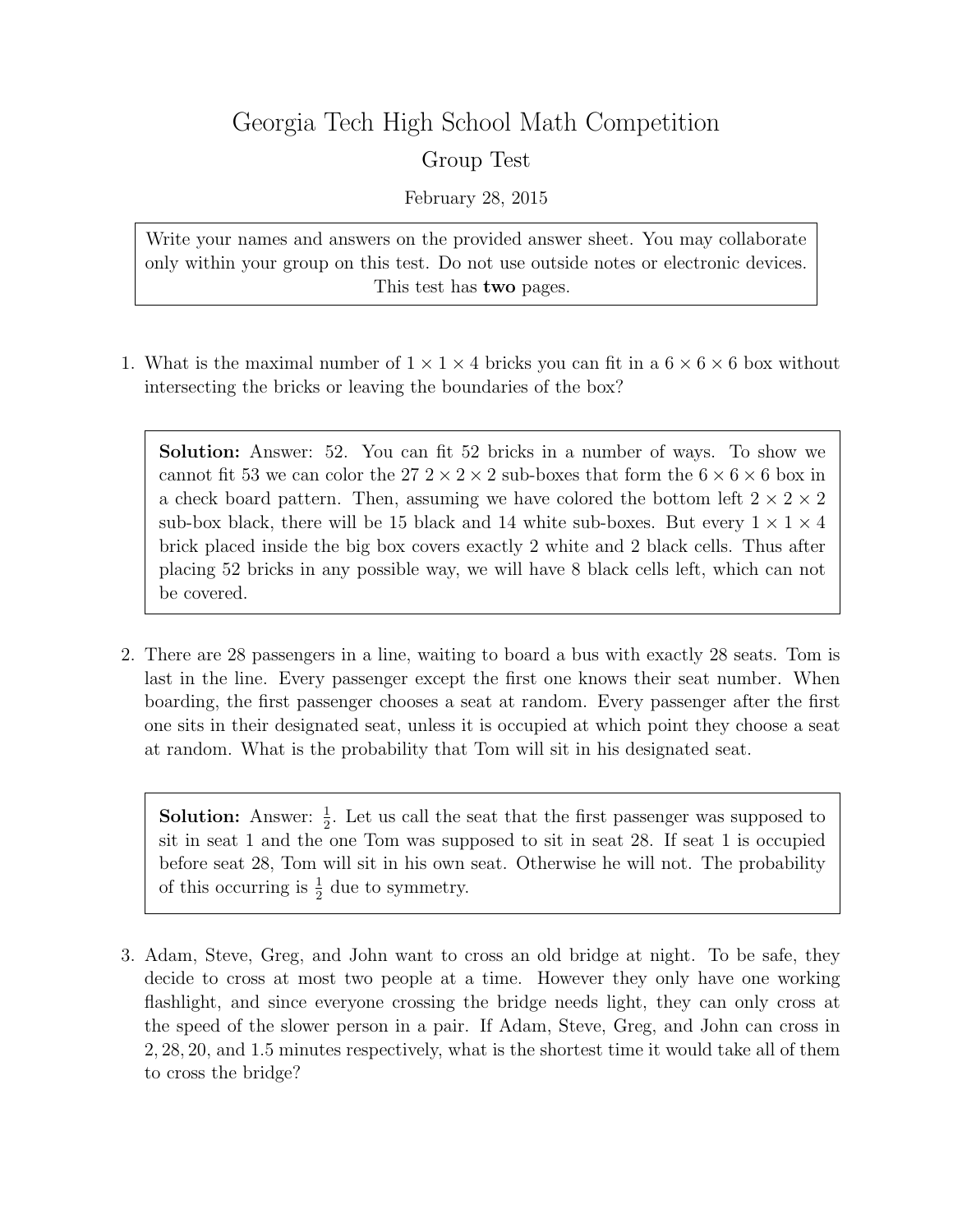# Georgia Tech High School Math Competition

## Group Test

February 28, 2015

> Write your names and answers on the provided answer sheet. You may collaborate only within your group on this test. Do not use outside notes or electronic devices. This test has **two** pages.

1. What is the maximal number of $1 \times 1 \times 4$ bricks you can fit in a $6 \times 6 \times 6$ box without intersecting the bricks or leaving the boundaries of the box?

   > **Solution:** Answer: 52. You can fit 52 bricks in a number of ways. To show we cannot fit 53 we can color the 27 $2 \times 2 \times 2$ sub-boxes that form the $6 \times 6 \times 6$ box in a check board pattern. Then, assuming we have colored the bottom left $2 \times 2 \times 2$ sub-box black, there will be 15 black and 14 white sub-boxes. But every $1 \times 1 \times 4$ brick placed inside the big box covers exactly 2 white and 2 black cells. Thus after placing 52 bricks in any possible way, we will have 8 black cells left, which can not be covered.

2. There are 28 passengers in a line, waiting to board a bus with exactly 28 seats. Tom is last in the line. Every passenger except the first one knows their seat number. When boarding, the first passenger chooses a seat at random. Every passenger after the first one sits in their designated seat, unless it is occupied at which point they choose a seat at random. What is the probability that Tom will sit in his designated seat.

   > **Solution:** Answer: $\frac{1}{2}$. Let us call the seat that the first passenger was supposed to sit in seat 1 and the one Tom was supposed to sit in seat 28. If seat 1 is occupied before seat 28, Tom will sit in his own seat. Otherwise he will not. The probability of this occurring is $\frac{1}{2}$ due to symmetry.

3. Adam, Steve, Greg, and John want to cross an old bridge at night. To be safe, they decide to cross at most two people at a time. However they only have one working flashlight, and since everyone crossing the bridge needs light, they can only cross at the speed of the slower person in a pair. If Adam, Steve, Greg, and John can cross in $2, 28, 20,$ and $1.5$ minutes respectively, what is the shortest time it would take all of them to cross the bridge?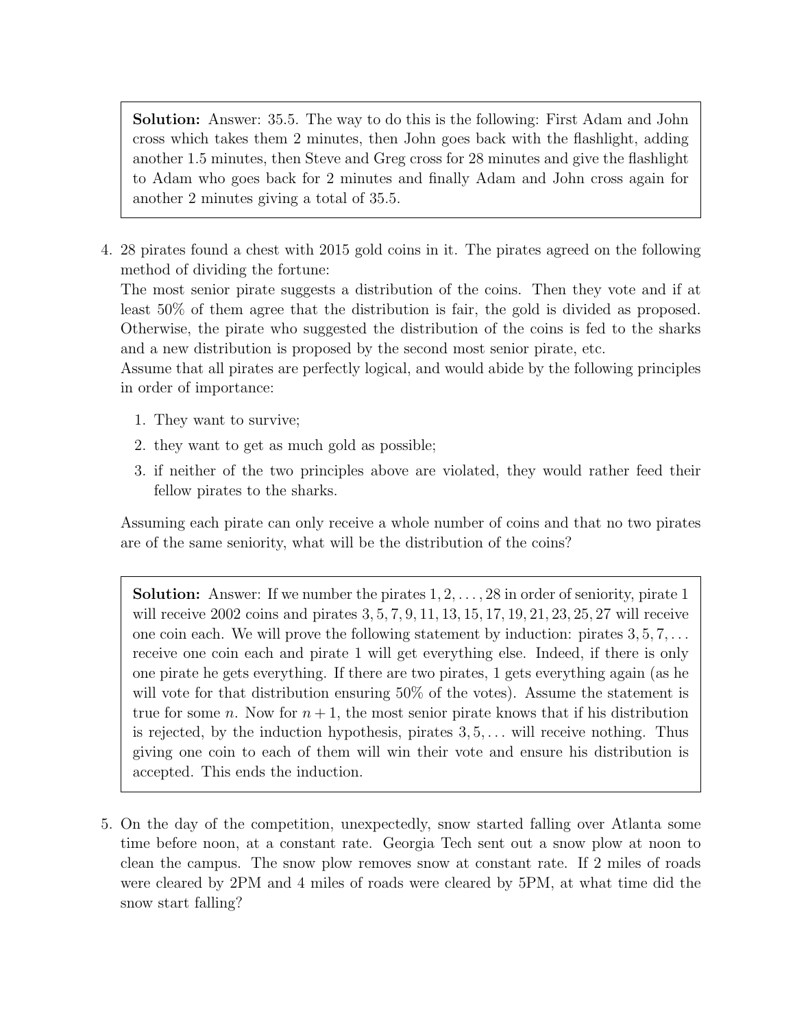**Solution:** Answer: 35.5. The way to do this is the following: First Adam and John cross which takes them 2 minutes, then John goes back with the flashlight, adding another 1.5 minutes, then Steve and Greg cross for 28 minutes and give the flashlight to Adam who goes back for 2 minutes and finally Adam and John cross again for another 2 minutes giving a total of 35.5.

4. 28 pirates found a chest with 2015 gold coins in it. The pirates agreed on the following method of dividing the fortune:

   The most senior pirate suggests a distribution of the coins. Then they vote and if at least 50% of them agree that the distribution is fair, the gold is divided as proposed. Otherwise, the pirate who suggested the distribution of the coins is fed to the sharks and a new distribution is proposed by the second most senior pirate, etc.

   Assume that all pirates are perfectly logical, and would abide by the following principles in order of importance:

   1. They want to survive;
   2. they want to get as much gold as possible;
   3. if neither of the two principles above are violated, they would rather feed their fellow pirates to the sharks.

   Assuming each pirate can only receive a whole number of coins and that no two pirates are of the same seniority, what will be the distribution of the coins?

**Solution:** Answer: If we number the pirates $1, 2, \ldots, 28$ in order of seniority, pirate 1 will receive 2002 coins and pirates $3, 5, 7, 9, 11, 13, 15, 17, 19, 21, 23, 25, 27$ will receive one coin each. We will prove the following statement by induction: pirates $3, 5, 7, \ldots$ receive one coin each and pirate 1 will get everything else. Indeed, if there is only one pirate he gets everything. If there are two pirates, 1 gets everything again (as he will vote for that distribution ensuring 50% of the votes). Assume the statement is true for some $n$. Now for $n + 1$, the most senior pirate knows that if his distribution is rejected, by the induction hypothesis, pirates $3, 5, \ldots$ will receive nothing. Thus giving one coin to each of them will win their vote and ensure his distribution is accepted. This ends the induction.

5. On the day of the competition, unexpectedly, snow started falling over Atlanta some time before noon, at a constant rate. Georgia Tech sent out a snow plow at noon to clean the campus. The snow plow removes snow at constant rate. If 2 miles of roads were cleared by 2PM and 4 miles of roads were cleared by 5PM, at what time did the snow start falling?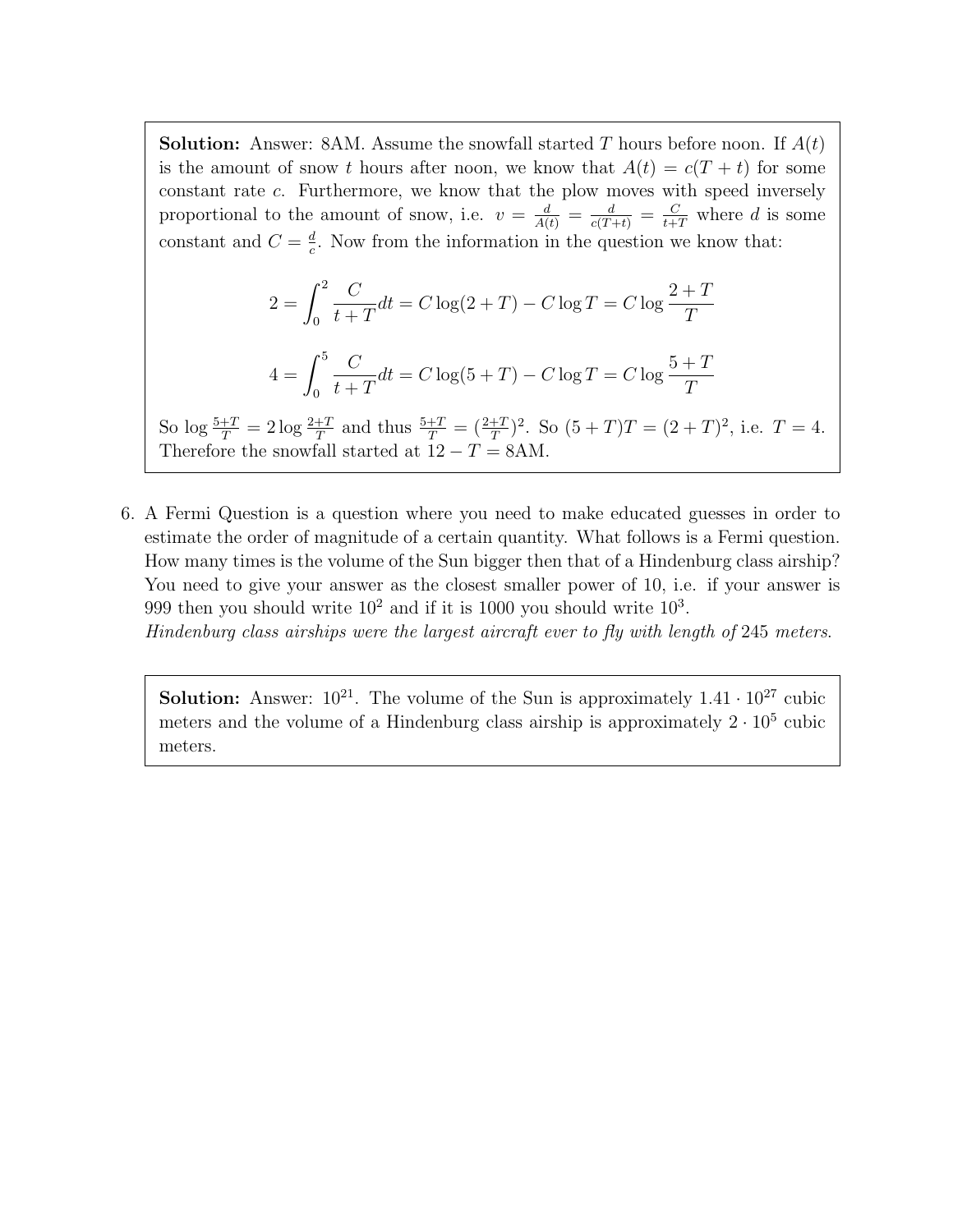**Solution:** Answer: 8AM. Assume the snowfall started $T$ hours before noon. If $A(t)$ is the amount of snow $t$ hours after noon, we know that $A(t) = c(T + t)$ for some constant rate $c$. Furthermore, we know that the plow moves with speed inversely proportional to the amount of snow, i.e. $v = \frac{d}{A(t)} = \frac{d}{c(T+t)} = \frac{C}{t+T}$ where $d$ is some constant and $C = \frac{d}{c}$. Now from the information in the question we know that:

$$2 = \int_0^2 \frac{C}{t+T} dt = C \log(2 + T) - C \log T = C \log \frac{2+T}{T}$$

$$4 = \int_0^5 \frac{C}{t+T} dt = C \log(5 + T) - C \log T = C \log \frac{5+T}{T}$$

So $\log \frac{5+T}{T} = 2 \log \frac{2+T}{T}$ and thus $\frac{5+T}{T} = (\frac{2+T}{T})^2$. So $(5 + T)T = (2 + T)^2$, i.e. $T = 4$. Therefore the snowfall started at $12 - T = 8$AM.

6. A Fermi Question is a question where you need to make educated guesses in order to estimate the order of magnitude of a certain quantity. What follows is a Fermi question. How many times is the volume of the Sun bigger then that of a Hindenburg class airship? You need to give your answer as the closest smaller power of 10, i.e. if your answer is 999 then you should write $10^2$ and if it is 1000 you should write $10^3$.
   *Hindenburg class airships were the largest aircraft ever to fly with length of 245 meters.*

**Solution:** Answer: $10^{21}$. The volume of the Sun is approximately $1.41 \cdot 10^{27}$ cubic meters and the volume of a Hindenburg class airship is approximately $2 \cdot 10^5$ cubic meters.